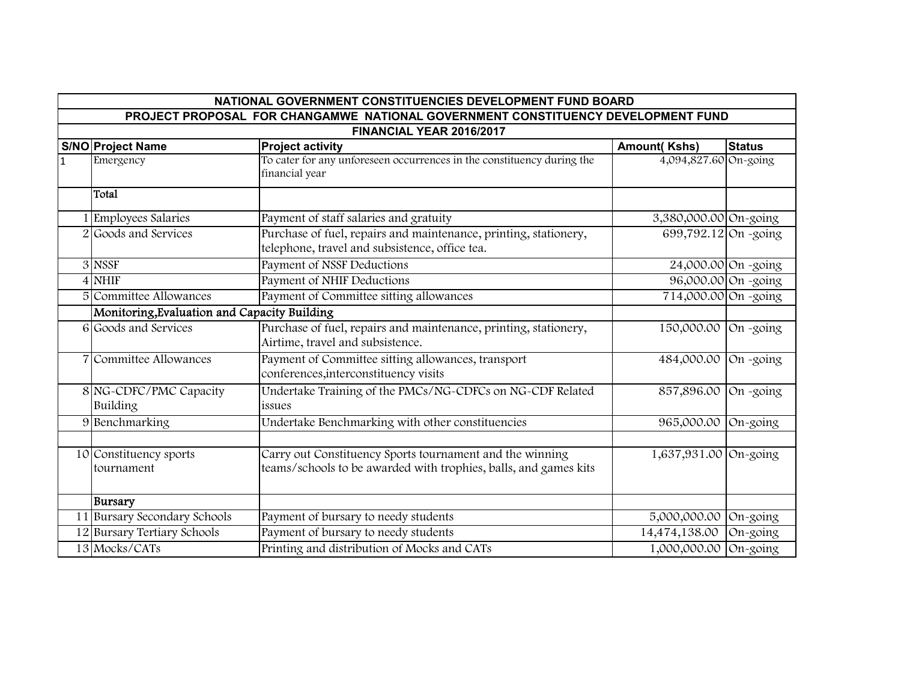| NATIONAL GOVERNMENT CONSTITUENCIES DEVELOPMENT FUND BOARD | | | | |
|---|---|---|---|---|
| PROJECT PROPOSAL FOR CHANGAMWE NATIONAL GOVERNMENT CONSTITUENCY DEVELOPMENT FUND | | | | |
| FINANCIAL YEAR 2016/2017 | | | | |
| **S/NO** | **Project Name** | **Project activity** | **Amount( Kshs)** | **Status** |
| 1 | Emergency | To cater for any unforeseen occurrences in the constituency during the financial year | 4,094,827.60 | On-going |
| | Total | | | |
| 1 | Employees Salaries | Payment of staff salaries and gratuity | 3,380,000.00 | On-going |
| 2 | Goods and Services | Purchase of fuel, repairs and maintenance, printing, stationery, telephone, travel and subsistence, office tea. | 699,792.12 | On -going |
| 3 | NSSF | Payment of NSSF Deductions | 24,000.00 | On -going |
| 4 | NHIF | Payment of NHIF Deductions | 96,000.00 | On -going |
| 5 | Committee Allowances | Payment of Committee sitting allowances | 714,000.00 | On -going |
| | Monitoring,Evaluation and Capacity Building | | | |
| 6 | Goods and Services | Purchase of fuel, repairs and maintenance, printing, stationery, Airtime, travel and subsistence. | 150,000.00 | On -going |
| 7 | Committee Allowances | Payment of Committee sitting allowances, transport conferences,interconstituency visits | 484,000.00 | On -going |
| 8 | NG-CDFC/PMC Capacity Building | Undertake Training of the PMCs/NG-CDFCs on NG-CDF Related issues | 857,896.00 | On -going |
| 9 | Benchmarking | Undertake Benchmarking with other constituencies | 965,000.00 | On-going |
| | | | | |
| 10 | Constituency sports tournament | Carry out Constituency Sports tournament and the winning teams/schools to be awarded with trophies, balls, and games kits | 1,637,931.00 | On-going |
| | Bursary | | | |
| 11 | Bursary Secondary Schools | Payment of bursary to needy students | 5,000,000.00 | On-going |
| 12 | Bursary Tertiary Schools | Payment of bursary to needy students | 14,474,138.00 | On-going |
| 13 | Mocks/CATs | Printing and distribution of Mocks and CATs | 1,000,000.00 | On-going |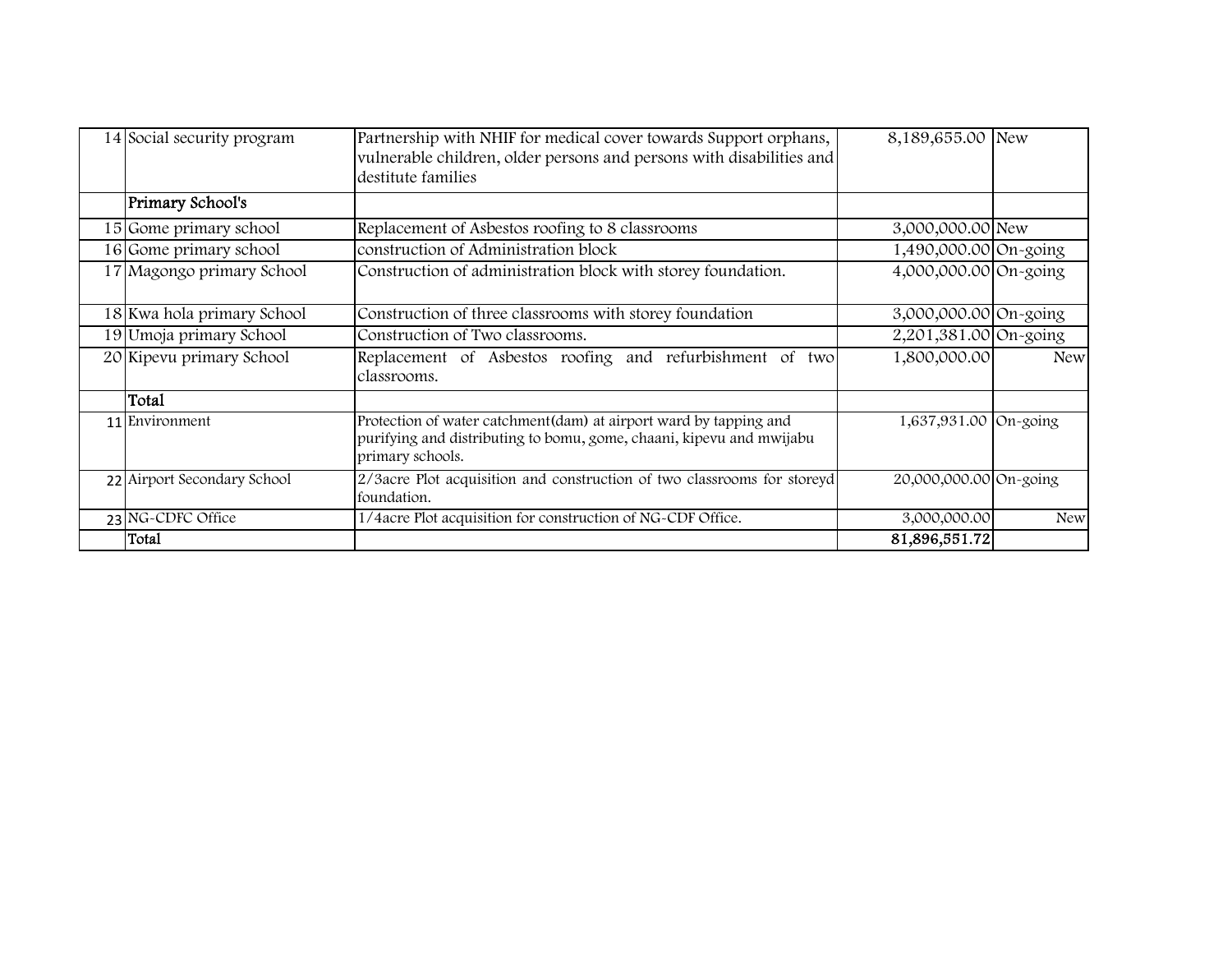| | | | | |
|---|---|---|---|---|
| 14 | Social security program | Partnership with NHIF for medical cover towards Support orphans, vulnerable children, older persons and persons with disabilities and destitute families | 8,189,655.00 | New |
| | **Primary School's** | | | |
| 15 | Gome primary school | Replacement of Asbestos roofing to 8 classrooms | 3,000,000.00 | New |
| 16 | Gome primary school | construction of Administration block | 1,490,000.00 | On-going |
| 17 | Magongo primary School | Construction of administration block with storey foundation. | 4,000,000.00 | On-going |
| 18 | Kwa hola primary School | Construction of three classrooms with storey foundation | 3,000,000.00 | On-going |
| 19 | Umoja primary School | Construction of Two classrooms. | 2,201,381.00 | On-going |
| 20 | Kipevu primary School | Replacement of Asbestos roofing and refurbishment of two classrooms. | 1,800,000.00 | New |
| | **Total** | | | |
| 11 | Environment | Protection of water catchment(dam) at airport ward by tapping and purifying and distributing to bomu, gome, chaani, kipevu and mwijabu primary schools. | 1,637,931.00 | On-going |
| 22 | Airport Secondary School | 2/3acre Plot acquisition and construction of two classrooms for storeyd foundation. | 20,000,000.00 | On-going |
| 23 | NG-CDFC Office | 1/4acre Plot acquisition for construction of NG-CDF Office. | 3,000,000.00 | New |
| | **Total** | | **81,896,551.72** | |